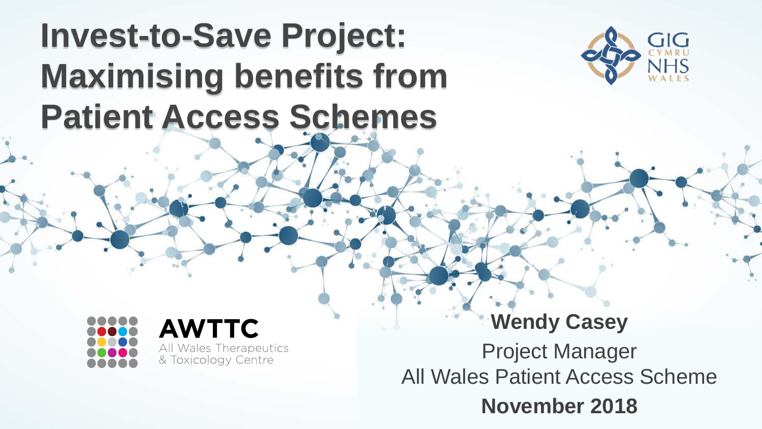# Invest-to-Save Project: Maximising benefits from Patient Access Schemes

GIG CYMRU NHS WALES

AWTTC
All Wales Therapeutics & Toxicology Centre

**Wendy Casey**
Project Manager
All Wales Patient Access Scheme
**November 2018**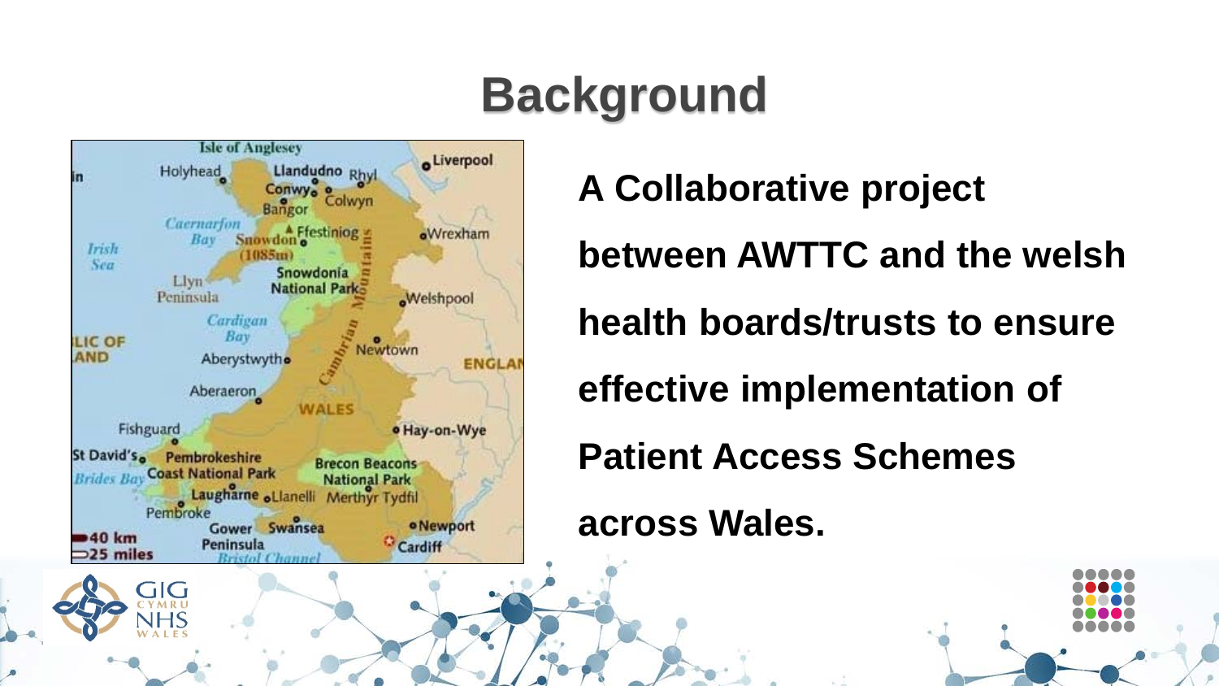# Background

**A Collaborative project between AWTTC and the welsh health boards/trusts to ensure effective implementation of Patient Access Schemes across Wales.**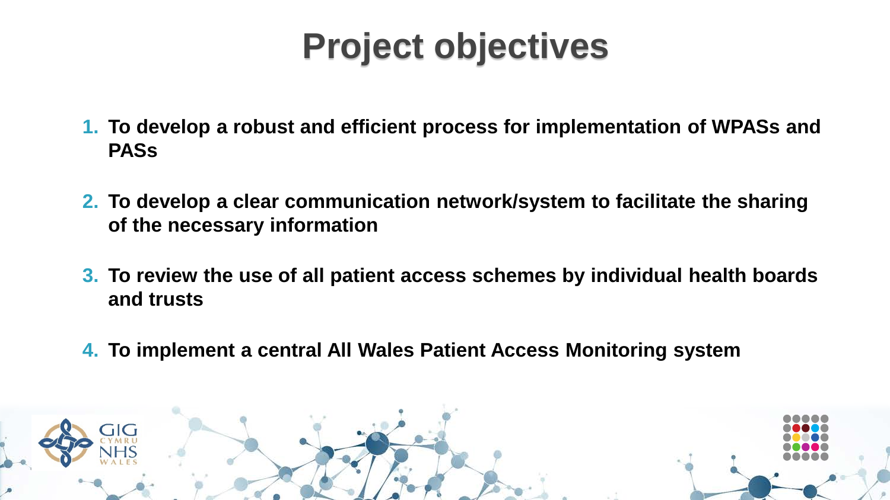# Project objectives

1. **To develop a robust and efficient process for implementation of WPASs and PASs**
2. **To develop a clear communication network/system to facilitate the sharing of the necessary information**
3. **To review the use of all patient access schemes by individual health boards and trusts**
4. **To implement a central All Wales Patient Access Monitoring system**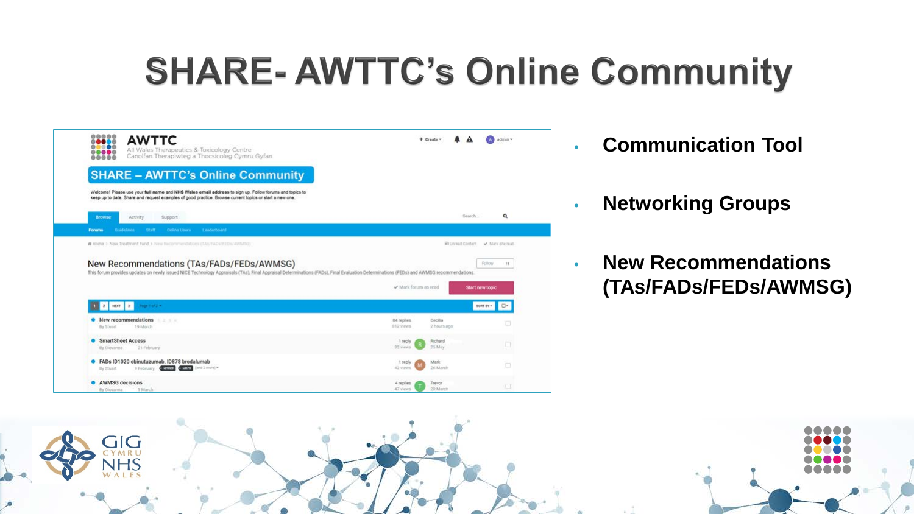# SHARE- AWTTC's Online Community

- **Communication Tool**
- **Networking Groups**
- **New Recommendations (TAs/FADs/FEDs/AWMSG)**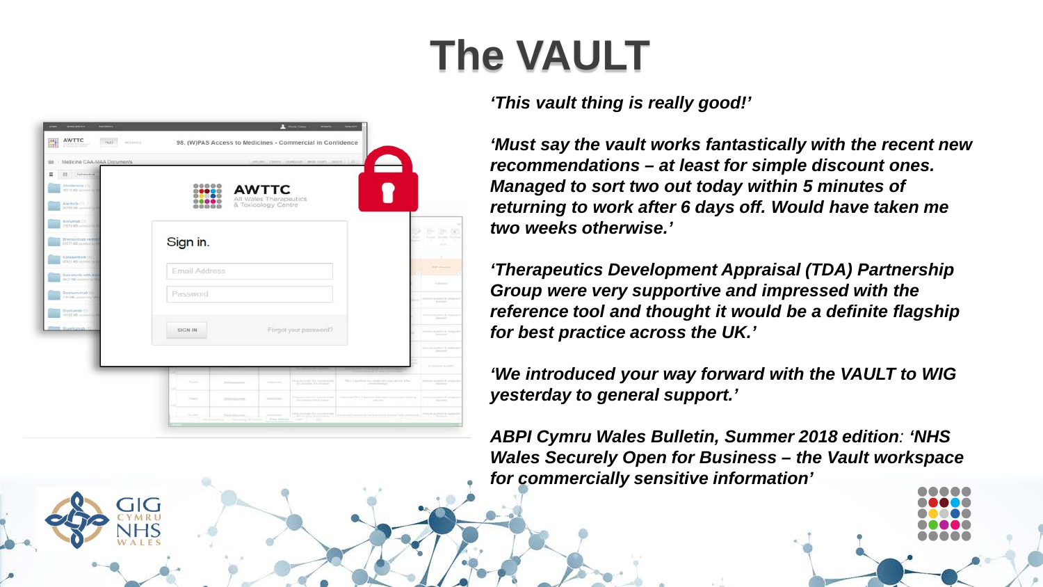# The VAULT

*'This vault thing is really good!'*

*'Must say the vault works fantastically with the recent new recommendations – at least for simple discount ones. Managed to sort two out today within 5 minutes of returning to work after 6 days off. Would have taken me two weeks otherwise.'*

*'Therapeutics Development Appraisal (TDA) Partnership Group were very supportive and impressed with the reference tool and thought it would be a definite flagship for best practice across the UK.'*

*'We introduced your way forward with the VAULT to WIG yesterday to general support.'*

*ABPI Cymru Wales Bulletin, Summer 2018 edition: 'NHS Wales Securely Open for Business – the Vault workspace for commercially sensitive information'*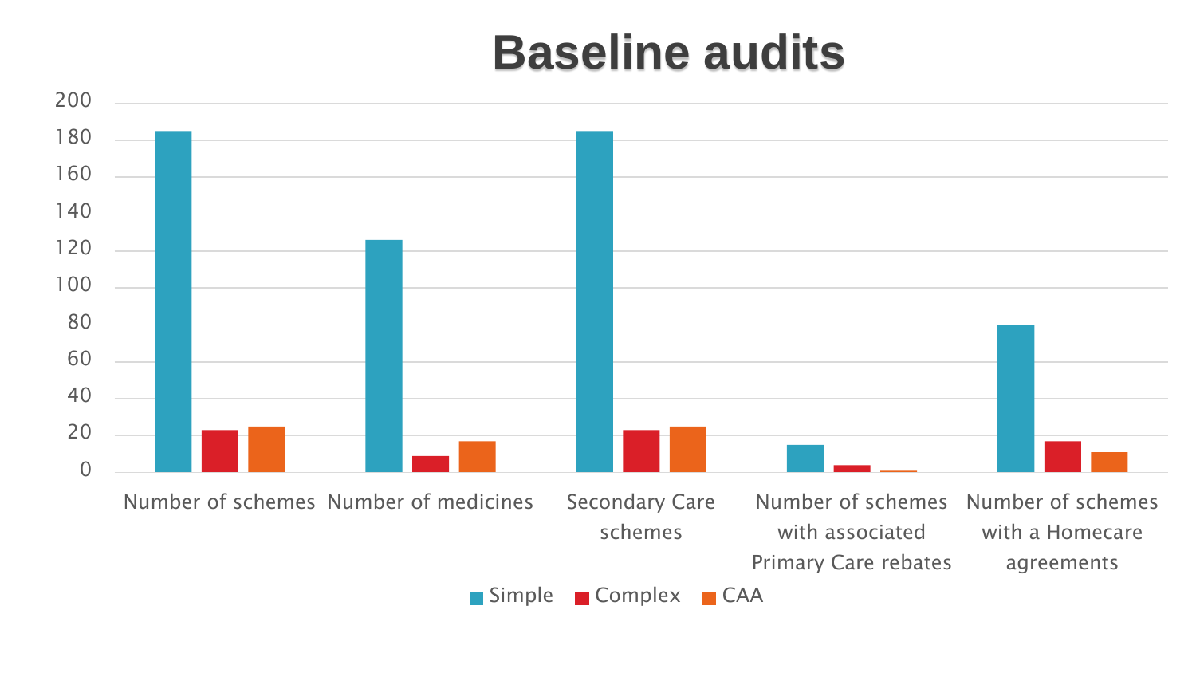# Baseline audits

200
180
160
140
120
100
80
60
40
20
0

Number of schemes
Number of medicines
Secondary Care schemes
Number of schemes with associated Primary Care rebates
Number of schemes with a Homecare agreements

Simple
Complex
CAA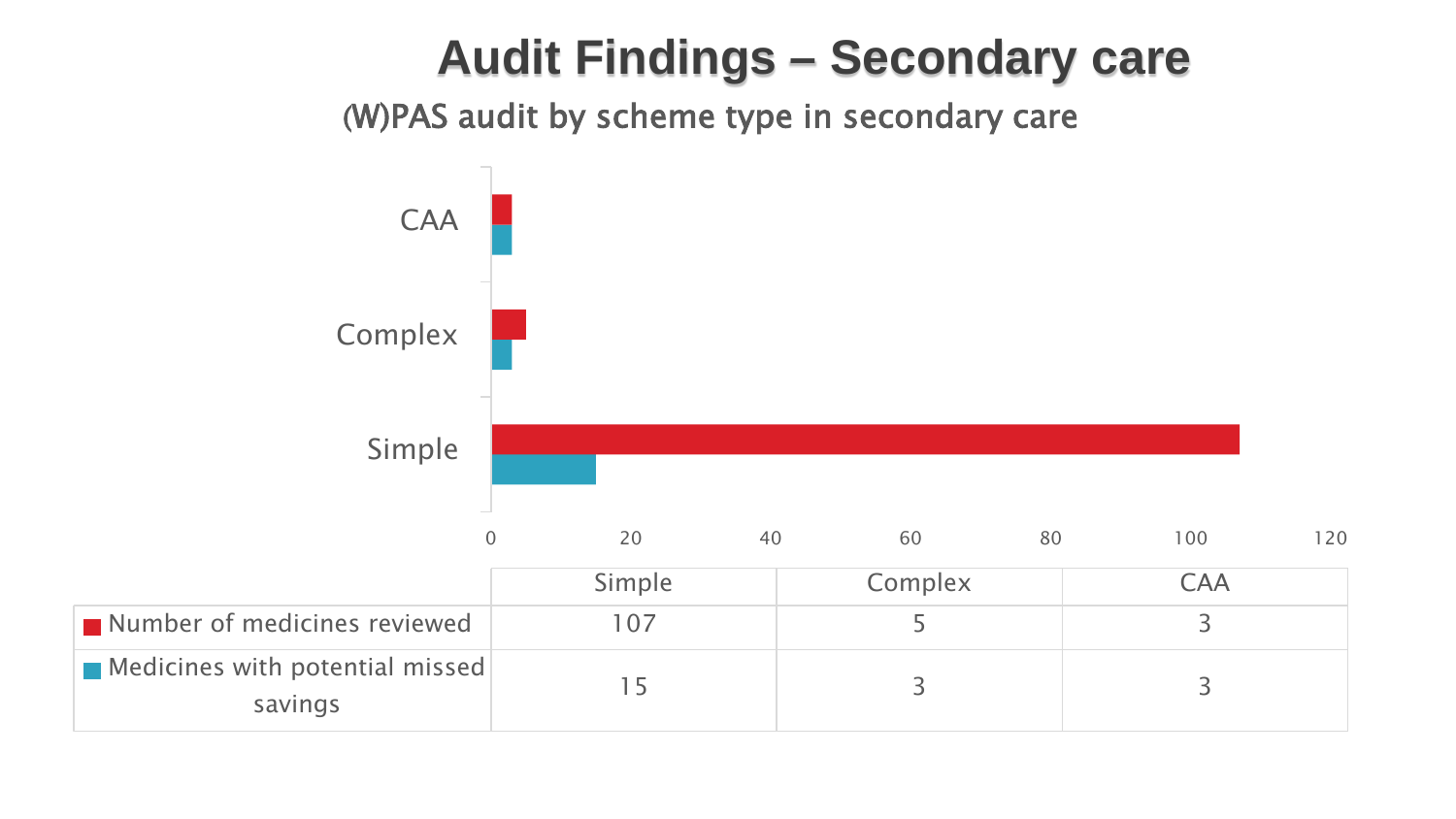# Audit Findings – Secondary care

(W)PAS audit by scheme type in secondary care

CAA

Complex

Simple

0 20 40 60 80 100 120

| | Simple | Complex | CAA |
|---|---|---|---|
| Number of medicines reviewed | 107 | 5 | 3 |
| Medicines with potential missed savings | 15 | 3 | 3 |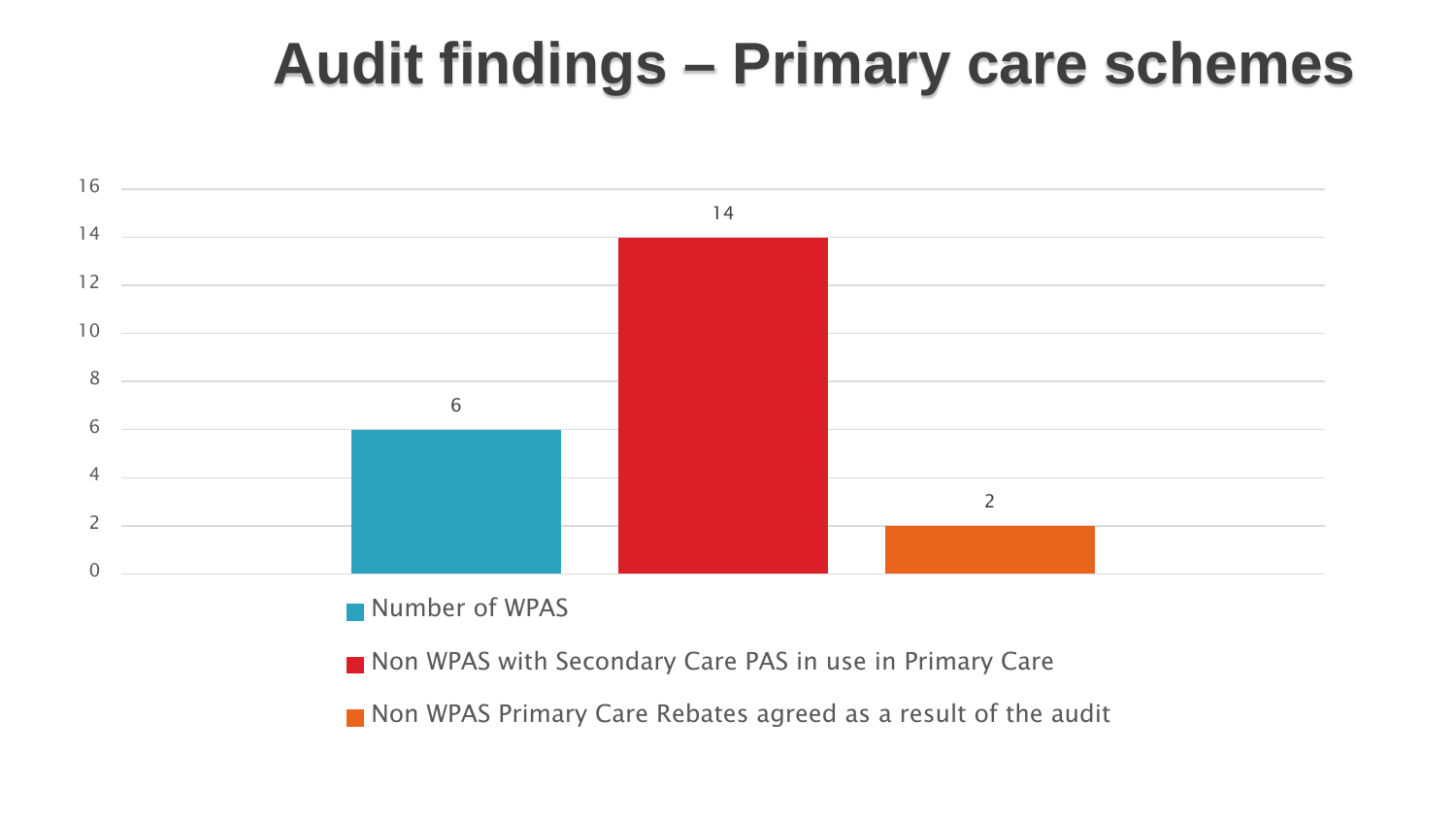# Audit findings – Primary care schemes

16
14
12
10
8
6
4
2
0

6

14

2

Number of WPAS

Non WPAS with Secondary Care PAS in use in Primary Care

Non WPAS Primary Care Rebates agreed as a result of the audit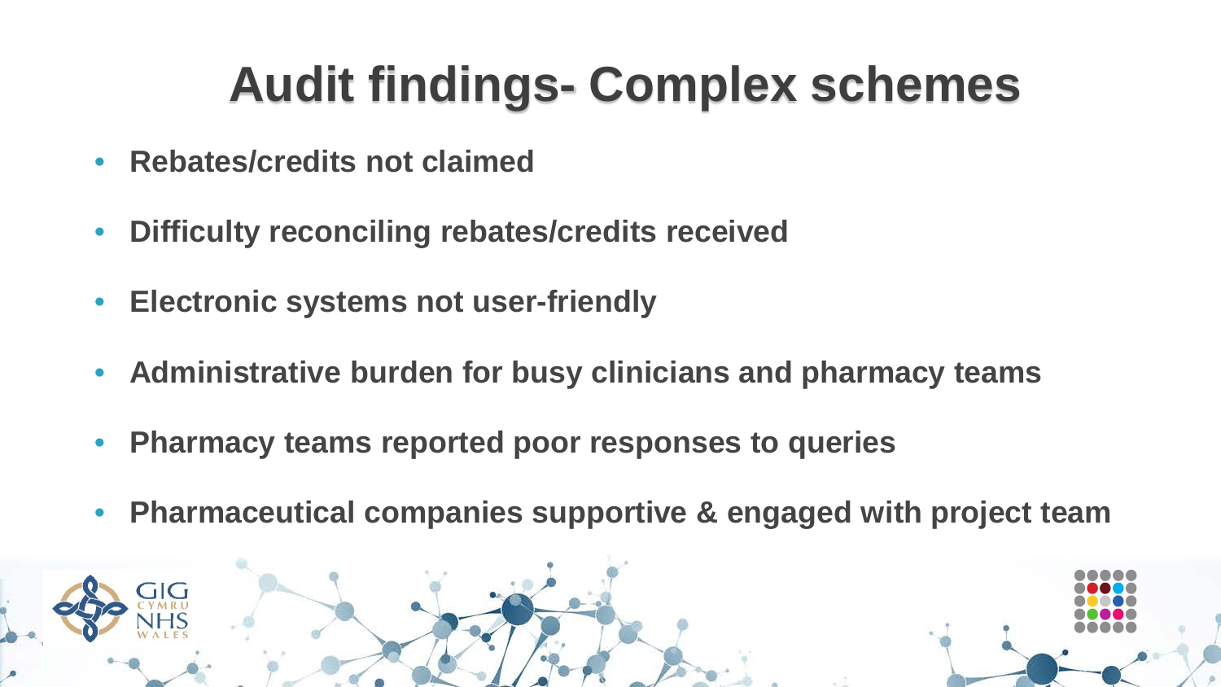# Audit findings- Complex schemes

- **Rebates/credits not claimed**
- **Difficulty reconciling rebates/credits received**
- **Electronic systems not user-friendly**
- **Administrative burden for busy clinicians and pharmacy teams**
- **Pharmacy teams reported poor responses to queries**
- **Pharmaceutical companies supportive & engaged with project team**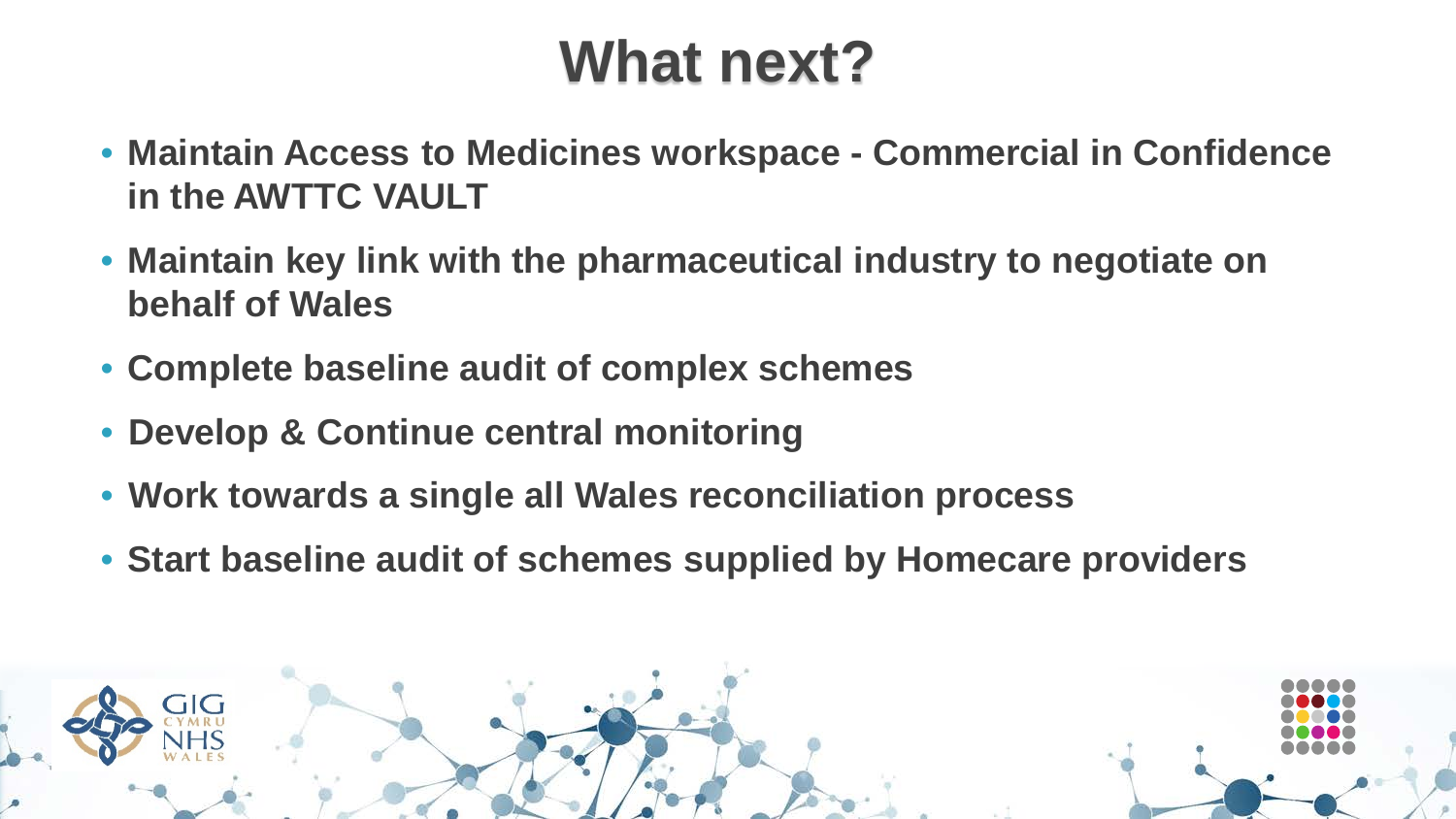# What next?

- **Maintain Access to Medicines workspace - Commercial in Confidence in the AWTTC VAULT**
- **Maintain key link with the pharmaceutical industry to negotiate on behalf of Wales**
- **Complete baseline audit of complex schemes**
- **Develop & Continue central monitoring**
- **Work towards a single all Wales reconciliation process**
- **Start baseline audit of schemes supplied by Homecare providers**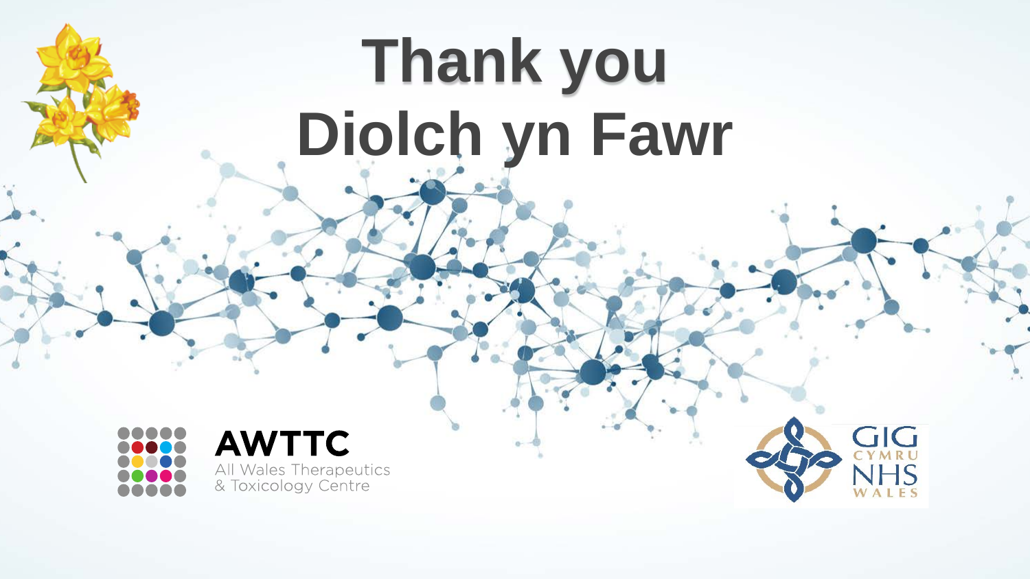# Thank you
# Diolch yn Fawr

AWTTC
All Wales Therapeutics & Toxicology Centre

GIG CYMRU NHS WALES